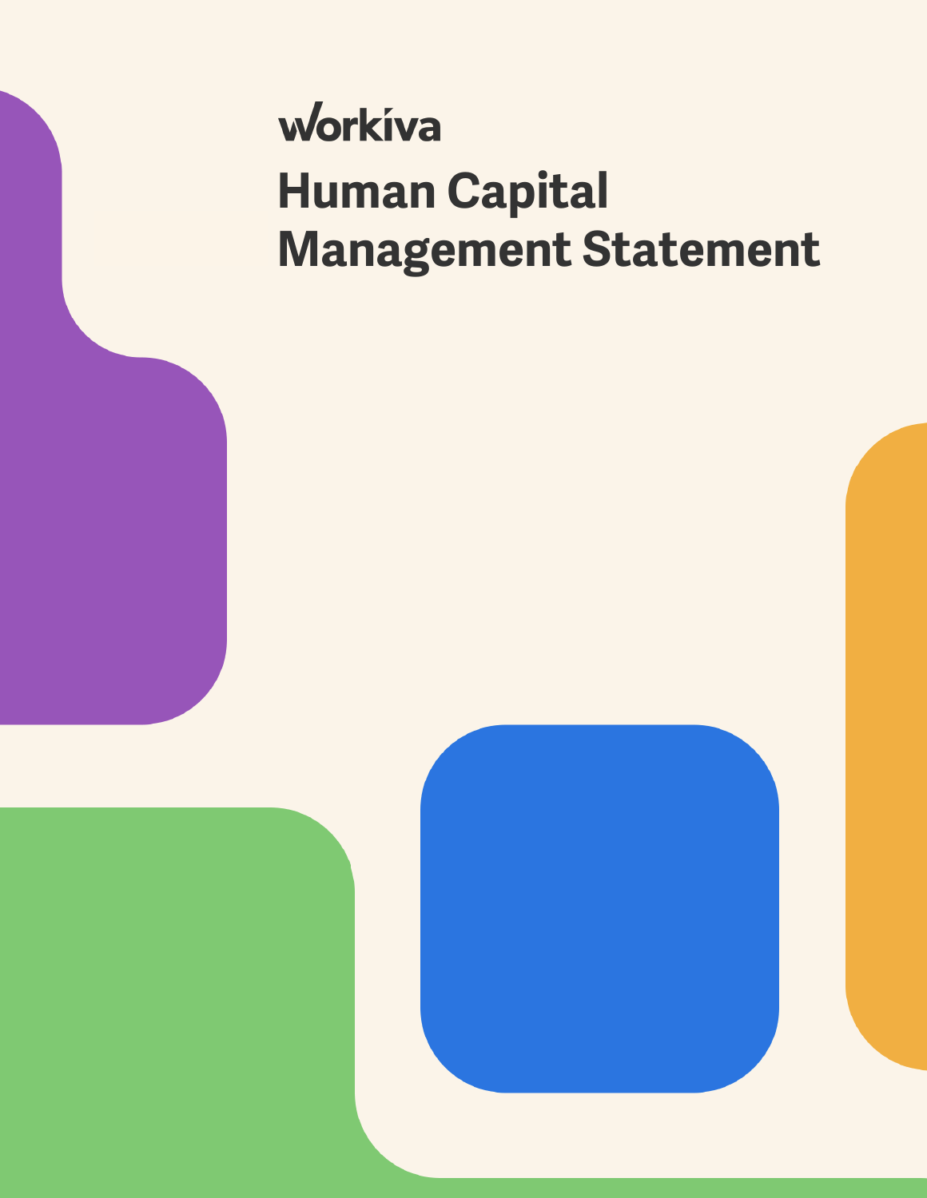workiva

# Human Capital Management Statement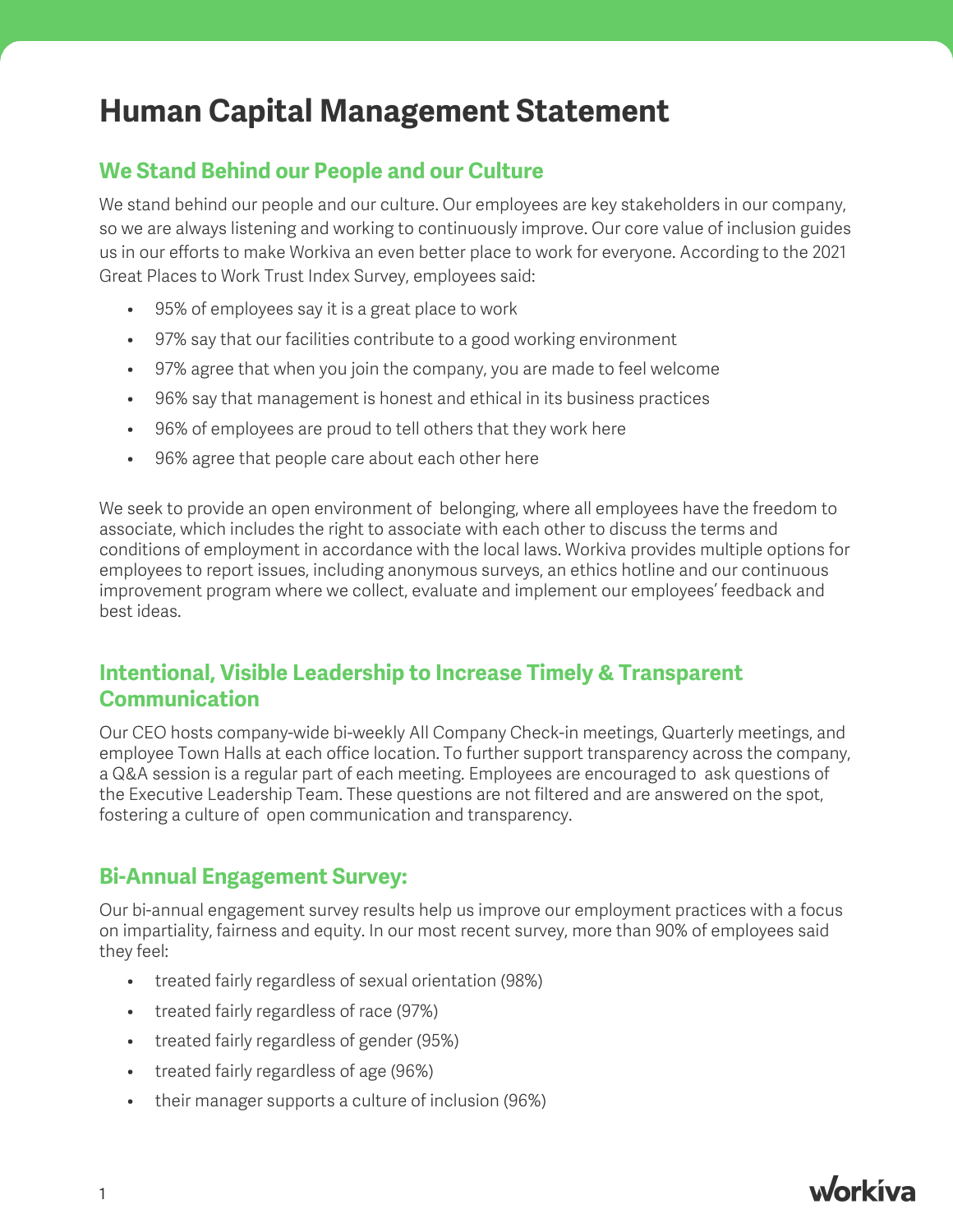# Human Capital Management Statement

## We Stand Behind our People and our Culture

We stand behind our people and our culture. Our employees are key stakeholders in our company, so we are always listening and working to continuously improve. Our core value of inclusion guides us in our efforts to make Workiva an even better place to work for everyone. According to the 2021 Great Places to Work Trust Index Survey, employees said:

- 95% of employees say it is a great place to work
- 97% say that our facilities contribute to a good working environment
- 97% agree that when you join the company, you are made to feel welcome
- 96% say that management is honest and ethical in its business practices
- 96% of employees are proud to tell others that they work here
- 96% agree that people care about each other here

We seek to provide an open environment of belonging, where all employees have the freedom to associate, which includes the right to associate with each other to discuss the terms and conditions of employment in accordance with the local laws. Workiva provides multiple options for employees to report issues, including anonymous surveys, an ethics hotline and our continuous improvement program where we collect, evaluate and implement our employees' feedback and best ideas.

## Intentional, Visible Leadership to Increase Timely & Transparent Communication

Our CEO hosts company-wide bi-weekly All Company Check-in meetings, Quarterly meetings, and employee Town Halls at each office location. To further support transparency across the company, a Q&A session is a regular part of each meeting. Employees are encouraged to ask questions of the Executive Leadership Team. These questions are not filtered and are answered on the spot, fostering a culture of open communication and transparency.

## Bi-Annual Engagement Survey:

Our bi-annual engagement survey results help us improve our employment practices with a focus on impartiality, fairness and equity. In our most recent survey, more than 90% of employees said they feel:

- treated fairly regardless of sexual orientation (98%)
- treated fairly regardless of race (97%)
- treated fairly regardless of gender (95%)
- treated fairly regardless of age (96%)
- their manager supports a culture of inclusion (96%)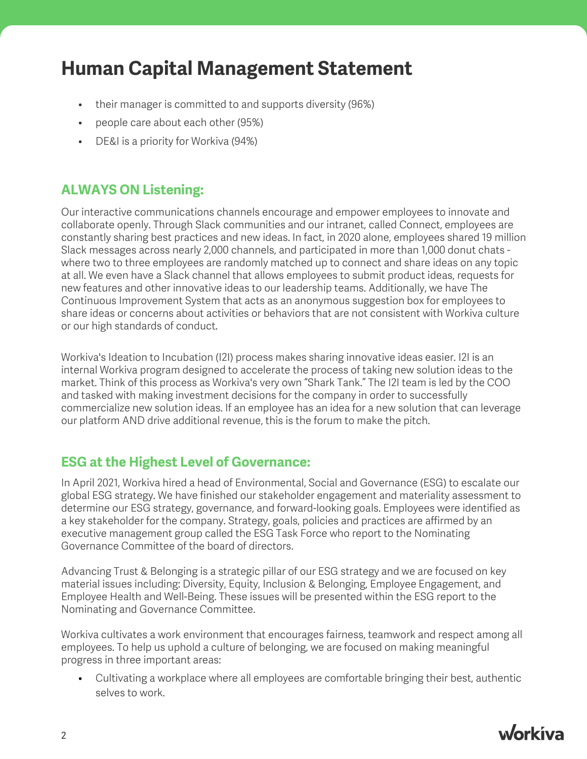# Human Capital Management Statement

- their manager is committed to and supports diversity (96%)
- people care about each other (95%)
- DE&I is a priority for Workiva (94%)

## ALWAYS ON Listening:

Our interactive communications channels encourage and empower employees to innovate and collaborate openly. Through Slack communities and our intranet, called Connect, employees are constantly sharing best practices and new ideas. In fact, in 2020 alone, employees shared 19 million Slack messages across nearly 2,000 channels, and participated in more than 1,000 donut chats - where two to three employees are randomly matched up to connect and share ideas on any topic at all. We even have a Slack channel that allows employees to submit product ideas, requests for new features and other innovative ideas to our leadership teams. Additionally, we have The Continuous Improvement System that acts as an anonymous suggestion box for employees to share ideas or concerns about activities or behaviors that are not consistent with Workiva culture or our high standards of conduct.

Workiva's Ideation to Incubation (I2I) process makes sharing innovative ideas easier. I2I is an internal Workiva program designed to accelerate the process of taking new solution ideas to the market. Think of this process as Workiva's very own "Shark Tank." The I2I team is led by the COO and tasked with making investment decisions for the company in order to successfully commercialize new solution ideas. If an employee has an idea for a new solution that can leverage our platform AND drive additional revenue, this is the forum to make the pitch.

## ESG at the Highest Level of Governance:

In April 2021, Workiva hired a head of Environmental, Social and Governance (ESG) to escalate our global ESG strategy. We have finished our stakeholder engagement and materiality assessment to determine our ESG strategy, governance, and forward-looking goals. Employees were identified as a key stakeholder for the company. Strategy, goals, policies and practices are affirmed by an executive management group called the ESG Task Force who report to the Nominating Governance Committee of the board of directors.

Advancing Trust & Belonging is a strategic pillar of our ESG strategy and we are focused on key material issues including: Diversity, Equity, Inclusion & Belonging, Employee Engagement, and Employee Health and Well-Being. These issues will be presented within the ESG report to the Nominating and Governance Committee.

Workiva cultivates a work environment that encourages fairness, teamwork and respect among all employees. To help us uphold a culture of belonging, we are focused on making meaningful progress in three important areas:

- Cultivating a workplace where all employees are comfortable bringing their best, authentic selves to work.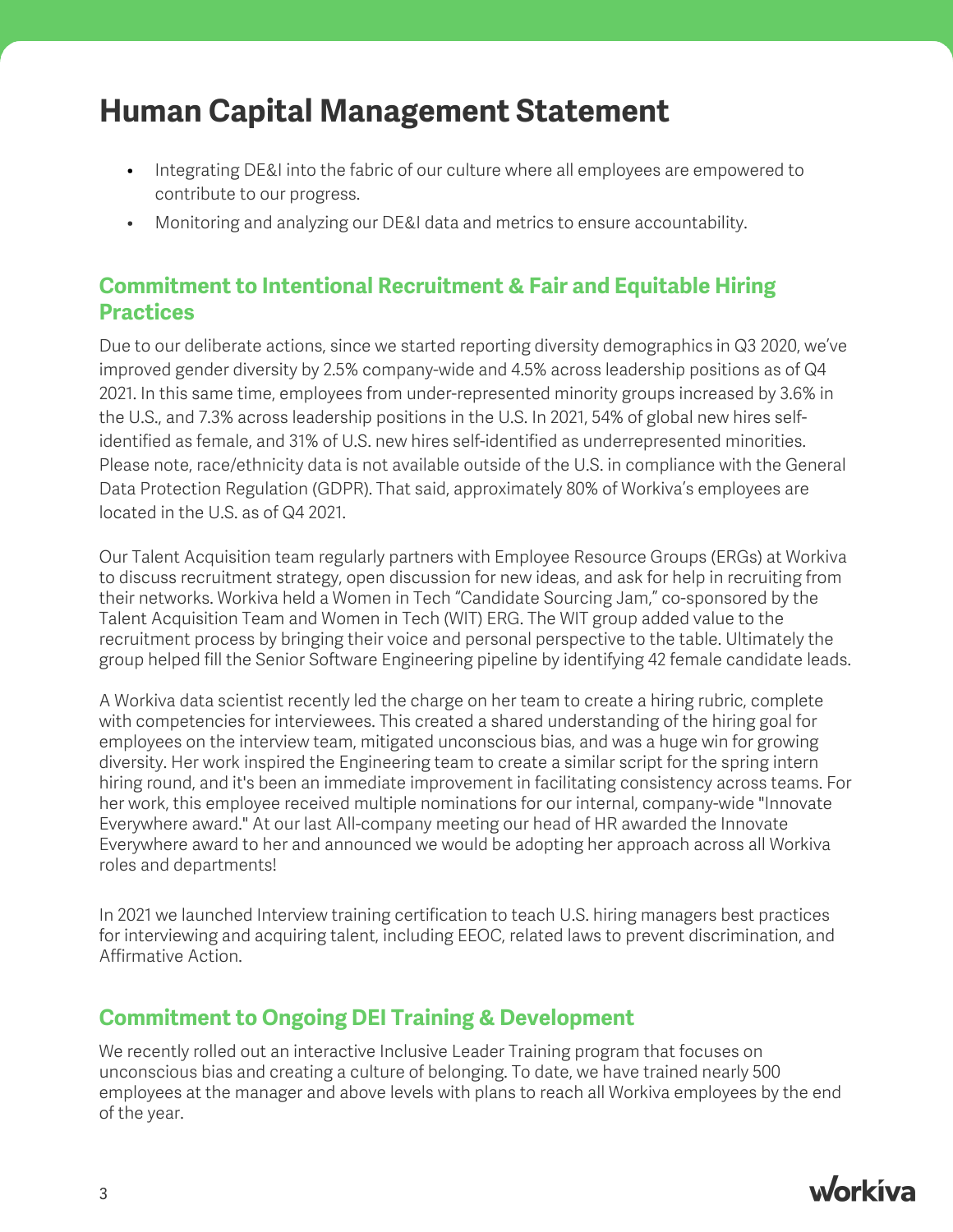# Human Capital Management Statement

- Integrating DE&I into the fabric of our culture where all employees are empowered to contribute to our progress.
- Monitoring and analyzing our DE&I data and metrics to ensure accountability.

## Commitment to Intentional Recruitment & Fair and Equitable Hiring Practices

Due to our deliberate actions, since we started reporting diversity demographics in Q3 2020, we've improved gender diversity by 2.5% company-wide and 4.5% across leadership positions as of Q4 2021. In this same time, employees from under-represented minority groups increased by 3.6% in the U.S., and 7.3% across leadership positions in the U.S. In 2021, 54% of global new hires self-identified as female, and 31% of U.S. new hires self-identified as underrepresented minorities. Please note, race/ethnicity data is not available outside of the U.S. in compliance with the General Data Protection Regulation (GDPR). That said, approximately 80% of Workiva's employees are located in the U.S. as of Q4 2021.

Our Talent Acquisition team regularly partners with Employee Resource Groups (ERGs) at Workiva to discuss recruitment strategy, open discussion for new ideas, and ask for help in recruiting from their networks. Workiva held a Women in Tech "Candidate Sourcing Jam," co-sponsored by the Talent Acquisition Team and Women in Tech (WIT) ERG. The WIT group added value to the recruitment process by bringing their voice and personal perspective to the table. Ultimately the group helped fill the Senior Software Engineering pipeline by identifying 42 female candidate leads.

A Workiva data scientist recently led the charge on her team to create a hiring rubric, complete with competencies for interviewees. This created a shared understanding of the hiring goal for employees on the interview team, mitigated unconscious bias, and was a huge win for growing diversity. Her work inspired the Engineering team to create a similar script for the spring intern hiring round, and it's been an immediate improvement in facilitating consistency across teams. For her work, this employee received multiple nominations for our internal, company-wide "Innovate Everywhere award." At our last All-company meeting our head of HR awarded the Innovate Everywhere award to her and announced we would be adopting her approach across all Workiva roles and departments!

In 2021 we launched Interview training certification to teach U.S. hiring managers best practices for interviewing and acquiring talent, including EEOC, related laws to prevent discrimination, and Affirmative Action.

## Commitment to Ongoing DEI Training & Development

We recently rolled out an interactive Inclusive Leader Training program that focuses on unconscious bias and creating a culture of belonging. To date, we have trained nearly 500 employees at the manager and above levels with plans to reach all Workiva employees by the end of the year.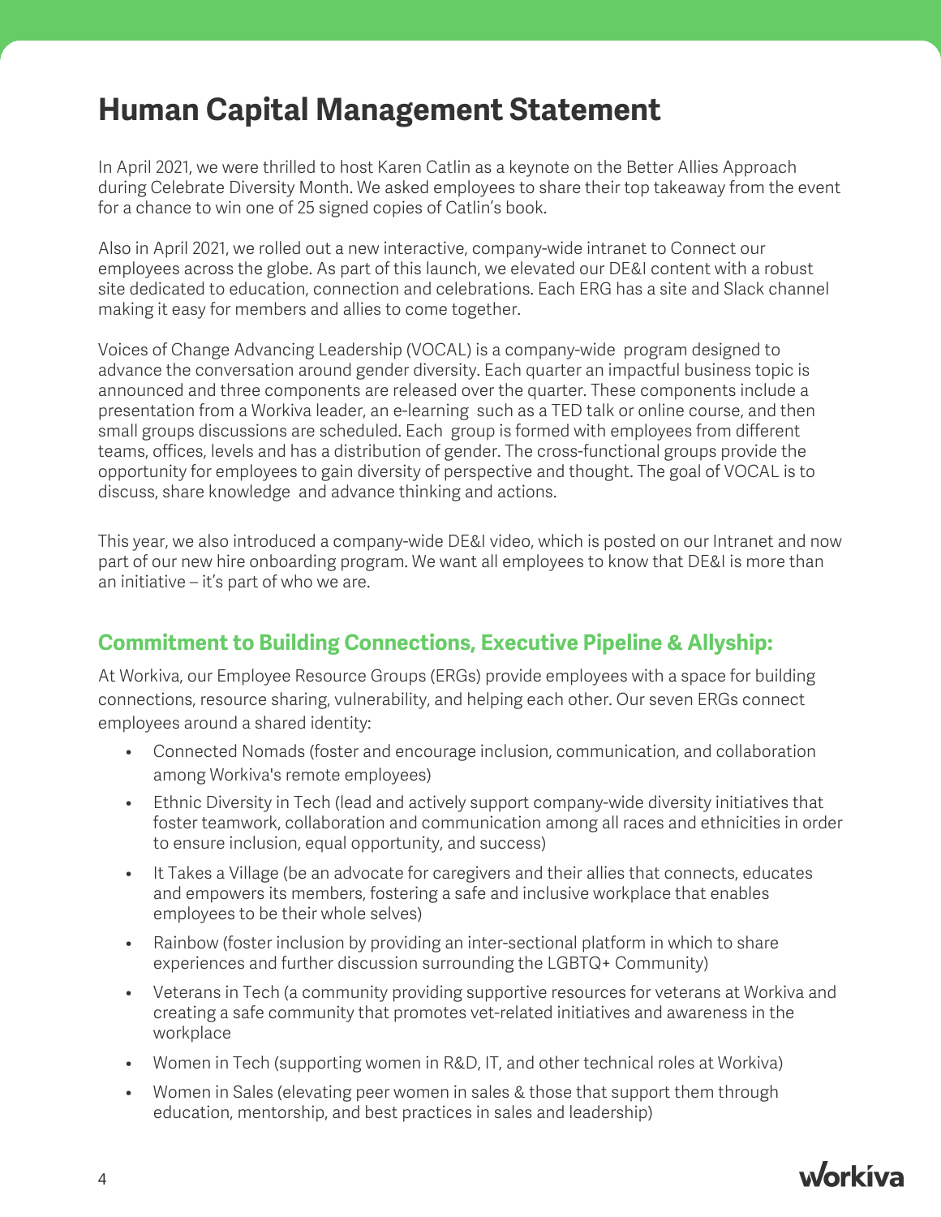# Human Capital Management Statement

In April 2021, we were thrilled to host Karen Catlin as a keynote on the Better Allies Approach during Celebrate Diversity Month. We asked employees to share their top takeaway from the event for a chance to win one of 25 signed copies of Catlin's book.

Also in April 2021, we rolled out a new interactive, company-wide intranet to Connect our employees across the globe. As part of this launch, we elevated our DE&I content with a robust site dedicated to education, connection and celebrations. Each ERG has a site and Slack channel making it easy for members and allies to come together.

Voices of Change Advancing Leadership (VOCAL) is a company-wide program designed to advance the conversation around gender diversity. Each quarter an impactful business topic is announced and three components are released over the quarter. These components include a presentation from a Workiva leader, an e-learning such as a TED talk or online course, and then small groups discussions are scheduled. Each group is formed with employees from different teams, offices, levels and has a distribution of gender. The cross-functional groups provide the opportunity for employees to gain diversity of perspective and thought. The goal of VOCAL is to discuss, share knowledge and advance thinking and actions.

This year, we also introduced a company-wide DE&I video, which is posted on our Intranet and now part of our new hire onboarding program. We want all employees to know that DE&I is more than an initiative – it's part of who we are.

## Commitment to Building Connections, Executive Pipeline & Allyship:

At Workiva, our Employee Resource Groups (ERGs) provide employees with a space for building connections, resource sharing, vulnerability, and helping each other. Our seven ERGs connect employees around a shared identity:

- Connected Nomads (foster and encourage inclusion, communication, and collaboration among Workiva's remote employees)
- Ethnic Diversity in Tech (lead and actively support company-wide diversity initiatives that foster teamwork, collaboration and communication among all races and ethnicities in order to ensure inclusion, equal opportunity, and success)
- It Takes a Village (be an advocate for caregivers and their allies that connects, educates and empowers its members, fostering a safe and inclusive workplace that enables employees to be their whole selves)
- Rainbow (foster inclusion by providing an inter-sectional platform in which to share experiences and further discussion surrounding the LGBTQ+ Community)
- Veterans in Tech (a community providing supportive resources for veterans at Workiva and creating a safe community that promotes vet-related initiatives and awareness in the workplace
- Women in Tech (supporting women in R&D, IT, and other technical roles at Workiva)
- Women in Sales (elevating peer women in sales & those that support them through education, mentorship, and best practices in sales and leadership)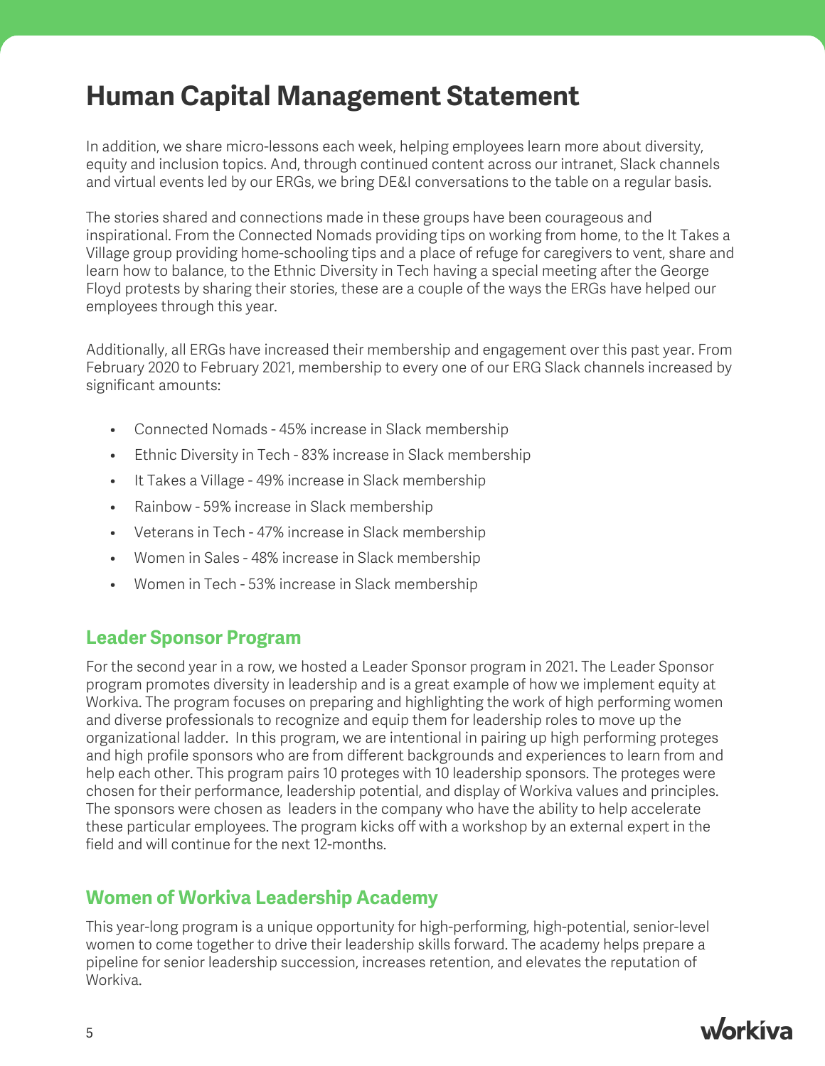# Human Capital Management Statement

In addition, we share micro-lessons each week, helping employees learn more about diversity, equity and inclusion topics. And, through continued content across our intranet, Slack channels and virtual events led by our ERGs, we bring DE&I conversations to the table on a regular basis.

The stories shared and connections made in these groups have been courageous and inspirational. From the Connected Nomads providing tips on working from home, to the It Takes a Village group providing home-schooling tips and a place of refuge for caregivers to vent, share and learn how to balance, to the Ethnic Diversity in Tech having a special meeting after the George Floyd protests by sharing their stories, these are a couple of the ways the ERGs have helped our employees through this year.

Additionally, all ERGs have increased their membership and engagement over this past year. From February 2020 to February 2021, membership to every one of our ERG Slack channels increased by significant amounts:

- Connected Nomads - 45% increase in Slack membership
- Ethnic Diversity in Tech - 83% increase in Slack membership
- It Takes a Village - 49% increase in Slack membership
- Rainbow - 59% increase in Slack membership
- Veterans in Tech - 47% increase in Slack membership
- Women in Sales - 48% increase in Slack membership
- Women in Tech - 53% increase in Slack membership

## Leader Sponsor Program

For the second year in a row, we hosted a Leader Sponsor program in 2021. The Leader Sponsor program promotes diversity in leadership and is a great example of how we implement equity at Workiva. The program focuses on preparing and highlighting the work of high performing women and diverse professionals to recognize and equip them for leadership roles to move up the organizational ladder. In this program, we are intentional in pairing up high performing proteges and high profile sponsors who are from different backgrounds and experiences to learn from and help each other. This program pairs 10 proteges with 10 leadership sponsors. The proteges were chosen for their performance, leadership potential, and display of Workiva values and principles. The sponsors were chosen as leaders in the company who have the ability to help accelerate these particular employees. The program kicks off with a workshop by an external expert in the field and will continue for the next 12-months.

## Women of Workiva Leadership Academy

This year-long program is a unique opportunity for high-performing, high-potential, senior-level women to come together to drive their leadership skills forward. The academy helps prepare a pipeline for senior leadership succession, increases retention, and elevates the reputation of Workiva.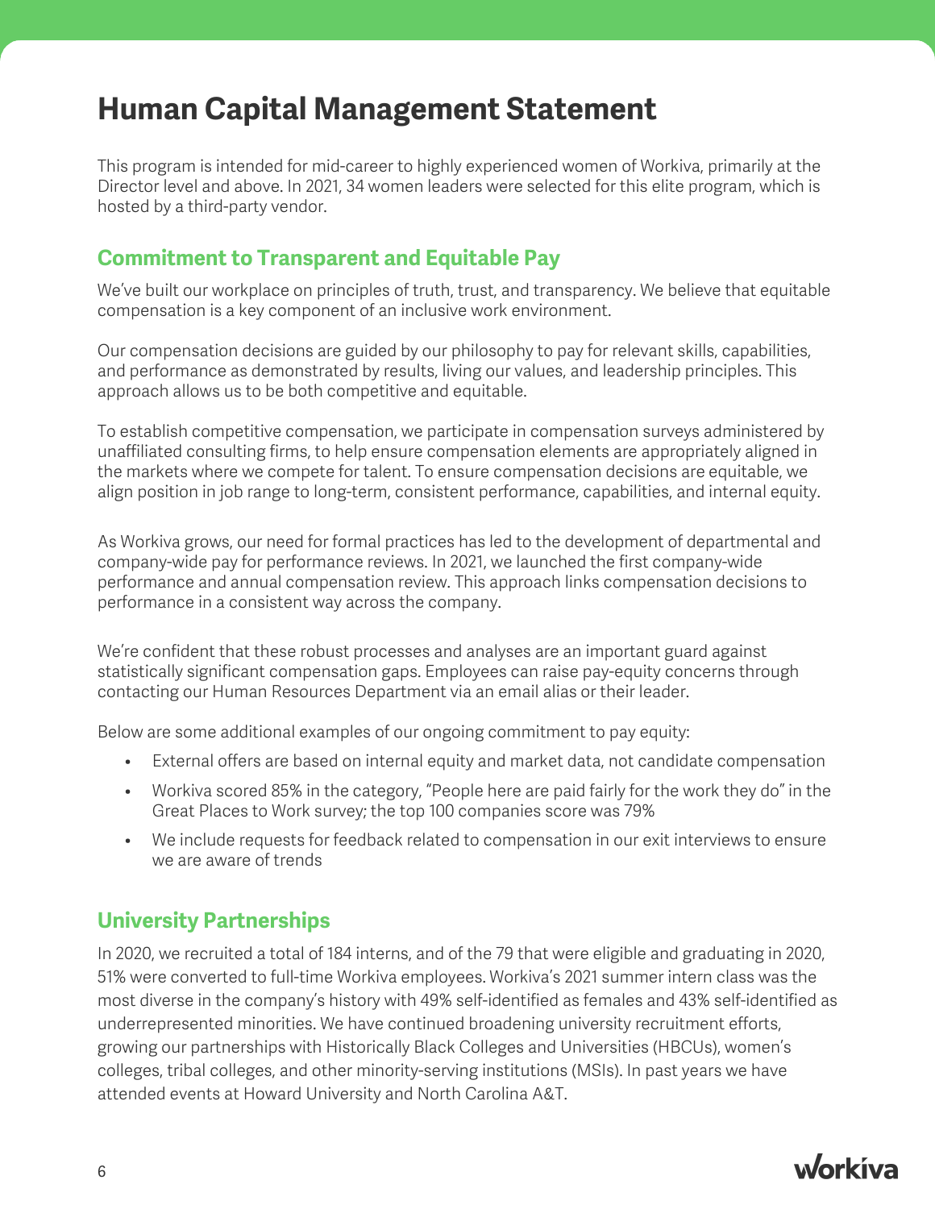# Human Capital Management Statement

This program is intended for mid-career to highly experienced women of Workiva, primarily at the Director level and above. In 2021, 34 women leaders were selected for this elite program, which is hosted by a third-party vendor.

## Commitment to Transparent and Equitable Pay

We've built our workplace on principles of truth, trust, and transparency. We believe that equitable compensation is a key component of an inclusive work environment.

Our compensation decisions are guided by our philosophy to pay for relevant skills, capabilities, and performance as demonstrated by results, living our values, and leadership principles. This approach allows us to be both competitive and equitable.

To establish competitive compensation, we participate in compensation surveys administered by unaffiliated consulting firms, to help ensure compensation elements are appropriately aligned in the markets where we compete for talent. To ensure compensation decisions are equitable, we align position in job range to long-term, consistent performance, capabilities, and internal equity.

As Workiva grows, our need for formal practices has led to the development of departmental and company-wide pay for performance reviews. In 2021, we launched the first company-wide performance and annual compensation review. This approach links compensation decisions to performance in a consistent way across the company.

We're confident that these robust processes and analyses are an important guard against statistically significant compensation gaps. Employees can raise pay-equity concerns through contacting our Human Resources Department via an email alias or their leader.

Below are some additional examples of our ongoing commitment to pay equity:

- External offers are based on internal equity and market data, not candidate compensation
- Workiva scored 85% in the category, "People here are paid fairly for the work they do" in the Great Places to Work survey; the top 100 companies score was 79%
- We include requests for feedback related to compensation in our exit interviews to ensure we are aware of trends

## University Partnerships

In 2020, we recruited a total of 184 interns, and of the 79 that were eligible and graduating in 2020, 51% were converted to full-time Workiva employees. Workiva's 2021 summer intern class was the most diverse in the company's history with 49% self-identified as females and 43% self-identified as underrepresented minorities. We have continued broadening university recruitment efforts, growing our partnerships with Historically Black Colleges and Universities (HBCUs), women's colleges, tribal colleges, and other minority-serving institutions (MSIs). In past years we have attended events at Howard University and North Carolina A&T.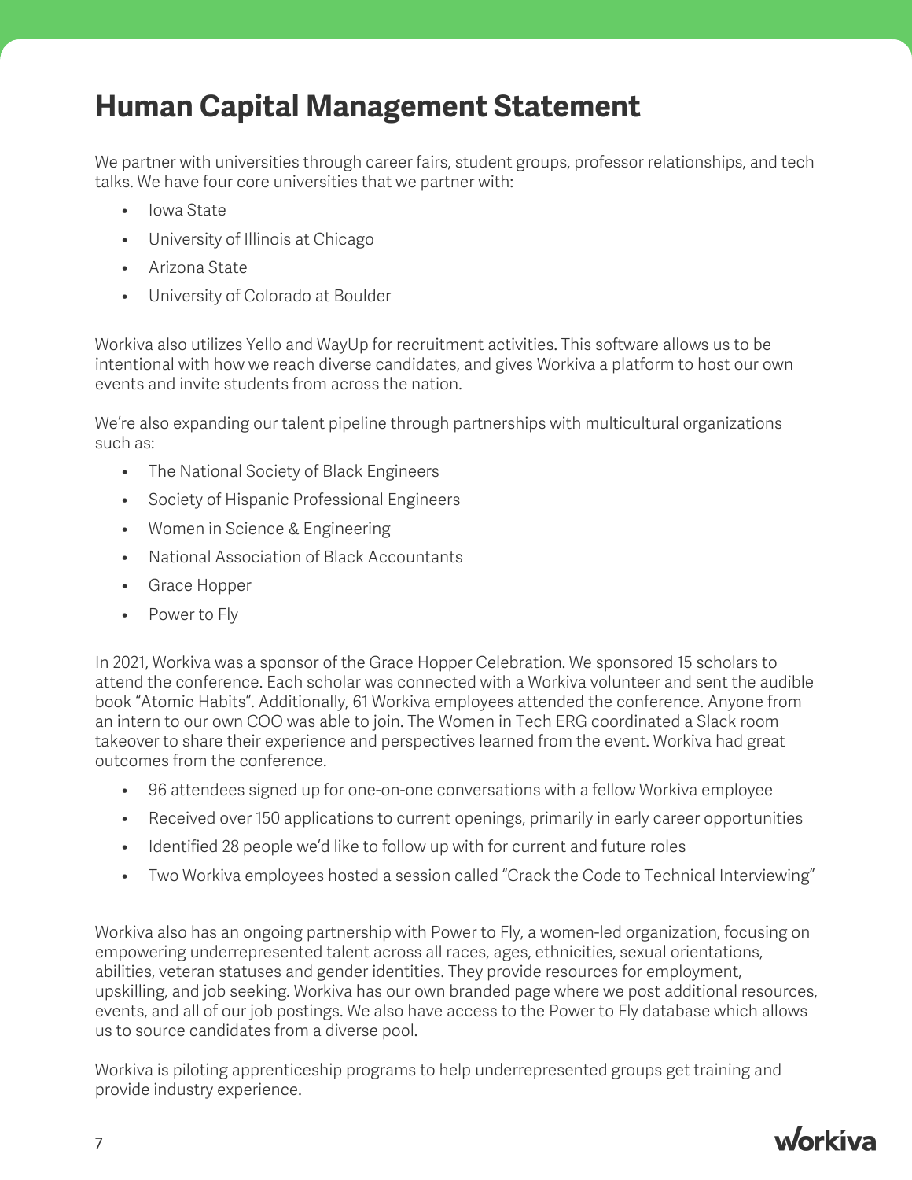# Human Capital Management Statement

We partner with universities through career fairs, student groups, professor relationships, and tech talks. We have four core universities that we partner with:

- Iowa State
- University of Illinois at Chicago
- Arizona State
- University of Colorado at Boulder

Workiva also utilizes Yello and WayUp for recruitment activities. This software allows us to be intentional with how we reach diverse candidates, and gives Workiva a platform to host our own events and invite students from across the nation.

We're also expanding our talent pipeline through partnerships with multicultural organizations such as:

- The National Society of Black Engineers
- Society of Hispanic Professional Engineers
- Women in Science & Engineering
- National Association of Black Accountants
- Grace Hopper
- Power to Fly

In 2021, Workiva was a sponsor of the Grace Hopper Celebration. We sponsored 15 scholars to attend the conference. Each scholar was connected with a Workiva volunteer and sent the audible book "Atomic Habits". Additionally, 61 Workiva employees attended the conference. Anyone from an intern to our own COO was able to join. The Women in Tech ERG coordinated a Slack room takeover to share their experience and perspectives learned from the event. Workiva had great outcomes from the conference.

- 96 attendees signed up for one-on-one conversations with a fellow Workiva employee
- Received over 150 applications to current openings, primarily in early career opportunities
- Identified 28 people we'd like to follow up with for current and future roles
- Two Workiva employees hosted a session called "Crack the Code to Technical Interviewing"

Workiva also has an ongoing partnership with Power to Fly, a women-led organization, focusing on empowering underrepresented talent across all races, ages, ethnicities, sexual orientations, abilities, veteran statuses and gender identities. They provide resources for employment, upskilling, and job seeking. Workiva has our own branded page where we post additional resources, events, and all of our job postings. We also have access to the Power to Fly database which allows us to source candidates from a diverse pool.

Workiva is piloting apprenticeship programs to help underrepresented groups get training and provide industry experience.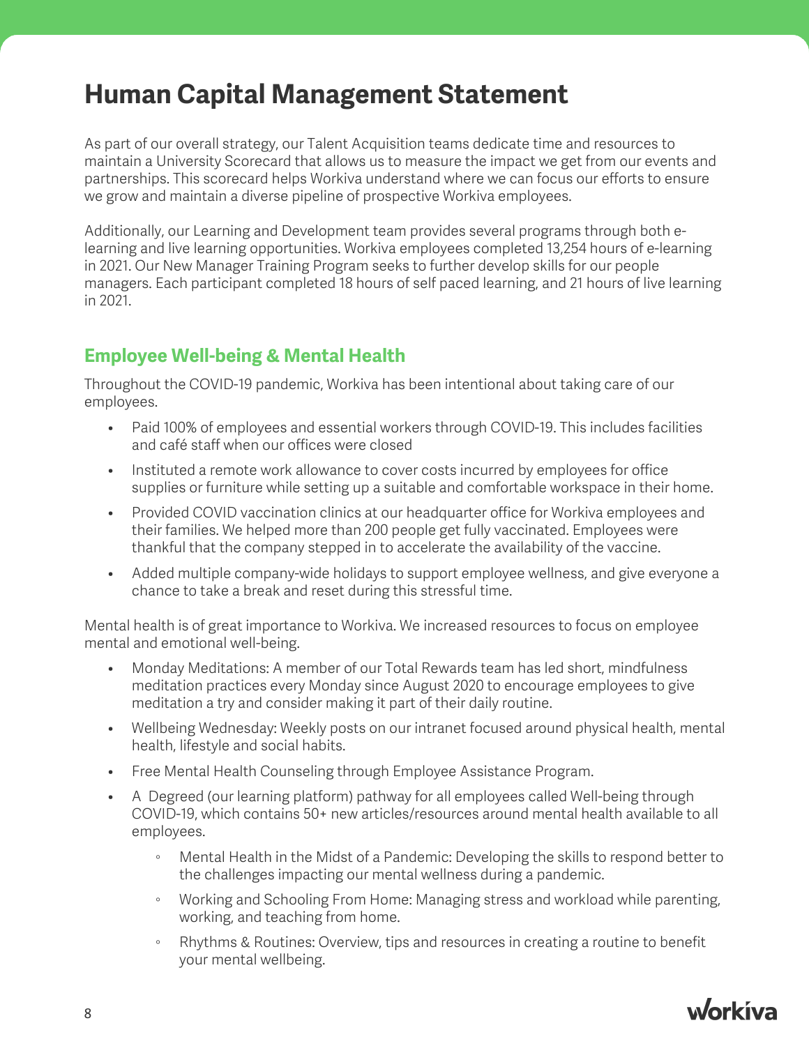# Human Capital Management Statement

As part of our overall strategy, our Talent Acquisition teams dedicate time and resources to maintain a University Scorecard that allows us to measure the impact we get from our events and partnerships. This scorecard helps Workiva understand where we can focus our efforts to ensure we grow and maintain a diverse pipeline of prospective Workiva employees.

Additionally, our Learning and Development team provides several programs through both e-learning and live learning opportunities. Workiva employees completed 13,254 hours of e-learning in 2021. Our New Manager Training Program seeks to further develop skills for our people managers. Each participant completed 18 hours of self paced learning, and 21 hours of live learning in 2021.

## Employee Well-being & Mental Health

Throughout the COVID-19 pandemic, Workiva has been intentional about taking care of our employees.

- Paid 100% of employees and essential workers through COVID-19. This includes facilities and café staff when our offices were closed
- Instituted a remote work allowance to cover costs incurred by employees for office supplies or furniture while setting up a suitable and comfortable workspace in their home.
- Provided COVID vaccination clinics at our headquarter office for Workiva employees and their families. We helped more than 200 people get fully vaccinated. Employees were thankful that the company stepped in to accelerate the availability of the vaccine.
- Added multiple company-wide holidays to support employee wellness, and give everyone a chance to take a break and reset during this stressful time.

Mental health is of great importance to Workiva. We increased resources to focus on employee mental and emotional well-being.

- Monday Meditations: A member of our Total Rewards team has led short, mindfulness meditation practices every Monday since August 2020 to encourage employees to give meditation a try and consider making it part of their daily routine.
- Wellbeing Wednesday: Weekly posts on our intranet focused around physical health, mental health, lifestyle and social habits.
- Free Mental Health Counseling through Employee Assistance Program.
- A Degreed (our learning platform) pathway for all employees called Well-being through COVID-19, which contains 50+ new articles/resources around mental health available to all employees.
    - Mental Health in the Midst of a Pandemic: Developing the skills to respond better to the challenges impacting our mental wellness during a pandemic.
    - Working and Schooling From Home: Managing stress and workload while parenting, working, and teaching from home.
    - Rhythms & Routines: Overview, tips and resources in creating a routine to benefit your mental wellbeing.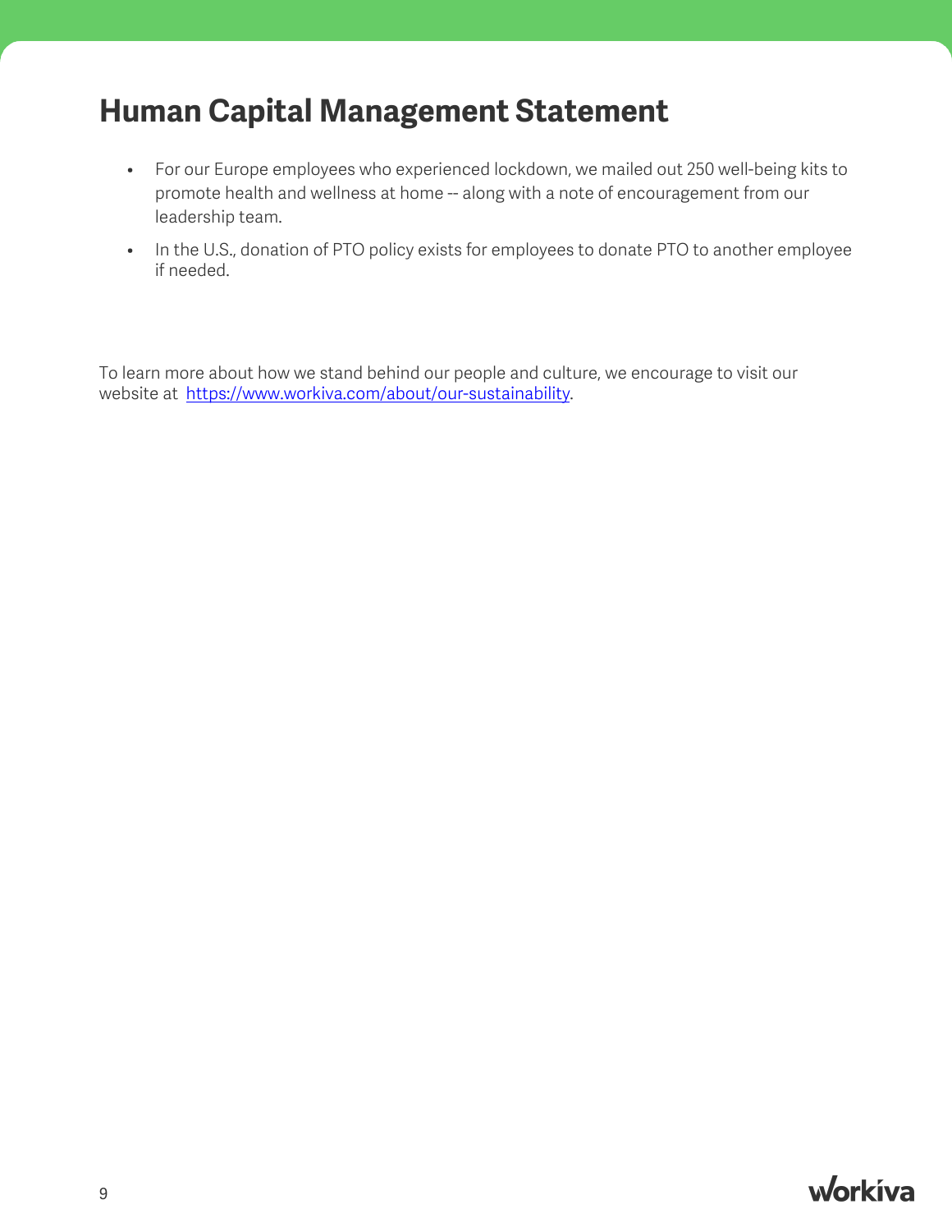# Human Capital Management Statement

- For our Europe employees who experienced lockdown, we mailed out 250 well-being kits to promote health and wellness at home -- along with a note of encouragement from our leadership team.
- In the U.S., donation of PTO policy exists for employees to donate PTO to another employee if needed.

To learn more about how we stand behind our people and culture, we encourage to visit our website at [https://www.workiva.com/about/our-sustainability](https://www.workiva.com/about/our-sustainability).